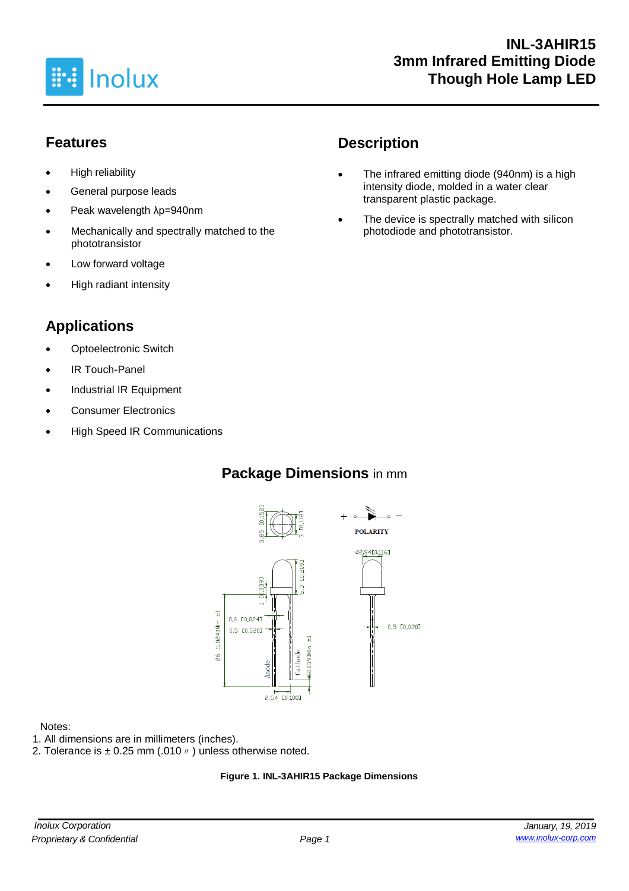# INL-3AHIR15
# 3mm Infrared Emitting Diode Though Hole Lamp LED

## Features

- High reliability
- General purpose leads
- Peak wavelength λp=940nm
- Mechanically and spectrally matched to the phototransistor
- Low forward voltage
- High radiant intensity

## Description

- The infrared emitting diode (940nm) is a high intensity diode, molded in a water clear transparent plastic package.
- The device is spectrally matched with silicon photodiode and phototransistor.

## Applications

- Optoelectronic Switch
- IR Touch-Panel
- Industrial IR Equipment
- Consumer Electronics
- High Speed IR Communications

## Package Dimensions in mm

Notes:
1. All dimensions are in millimeters (inches).
2. Tolerance is ± 0.25 mm (.010〃) unless otherwise noted.

**Figure 1. INL-3AHIR15 Package Dimensions**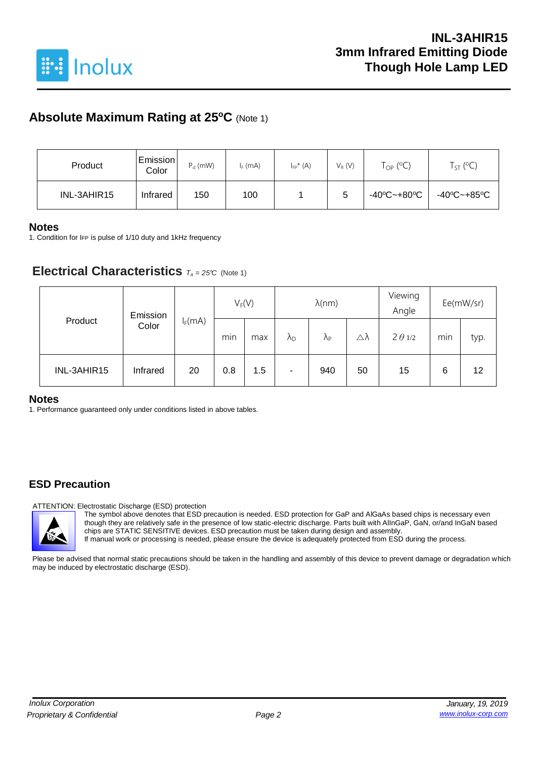## Absolute Maximum Rating at 25ºC (Note 1)

| Product | Emission Color | $P_d$ (mW) | $I_F$ (mA) | $I_{FP}$* (A) | $V_R$ (V) | $T_{OP}$ (ºC) | $T_{ST}$ (ºC) |
|---|---|---|---|---|---|---|---|
| INL-3AHIR15 | Infrared | 150 | 100 | 1 | 5 | -40ºC~+80ºC | -40ºC~+85ºC |

### Notes

1. Condition for IFP is pulse of 1/10 duty and 1kHz frequency

## Electrical Characteristics $T_A = 25℃$ (Note 1)

| Product | Emission Color | $I_F$(mA) | $V_F$(V) | | λ(nm) | | | Viewing Angle | Ee(mW/sr) | |
|---|---|---|---|---|---|---|---|---|---|---|
| | | | min | max | $λ_D$ | $λ_P$ | △λ | $2θ_{1/2}$ | min | typ. |
| INL-3AHIR15 | Infrared | 20 | 0.8 | 1.5 | - | 940 | 50 | 15 | 6 | 12 |

### Notes

1. Performance guaranteed only under conditions listed in above tables.

## ESD Precaution

ATTENTION: Electrostatic Discharge (ESD) protection

The symbol above denotes that ESD precaution is needed. ESD protection for GaP and AlGaAs based chips is necessary even though they are relatively safe in the presence of low static-electric discharge. Parts built with AlInGaP, GaN, or/and InGaN based chips are STATIC SENSITIVE devices. ESD precaution must be taken during design and assembly.
If manual work or processing is needed, please ensure the device is adequately protected from ESD during the process.

Please be advised that normal static precautions should be taken in the handling and assembly of this device to prevent damage or degradation which may be induced by electrostatic discharge (ESD).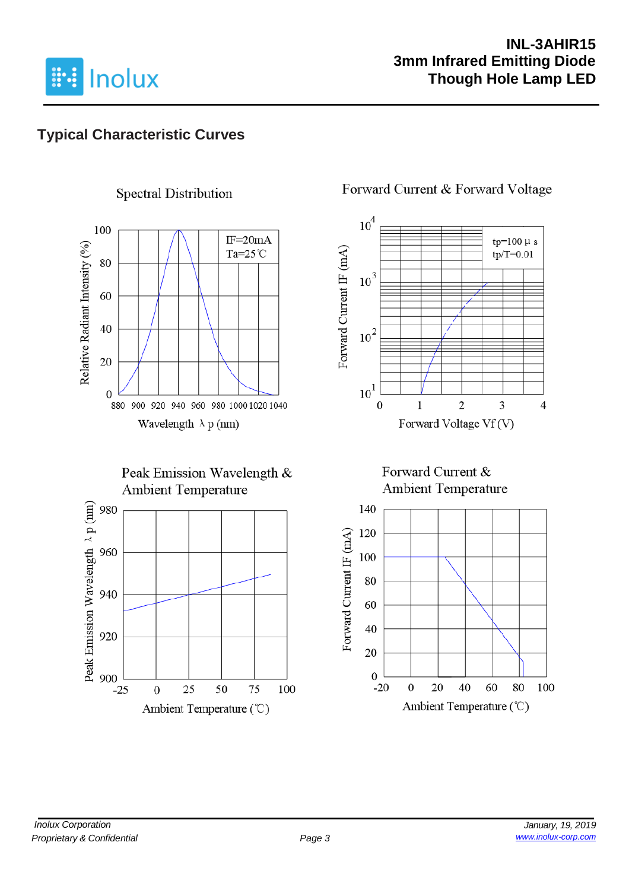## Typical Characteristic Curves

Spectral Distribution

IF=20mA
Ta=25℃

Relative Radiant Intensity (%)

Wavelength λp (nm)

Forward Current & Forward Voltage

tp=100 μs
tp/T=0.01

Forward Current IF (mA)

Forward Voltage Vf (V)

Peak Emission Wavelength & Ambient Temperature

Peak Emission Wavelength λp (nm)

Ambient Temperature (℃)

Forward Current & Ambient Temperature

Forward Current IF (mA)

Ambient Temperature (℃)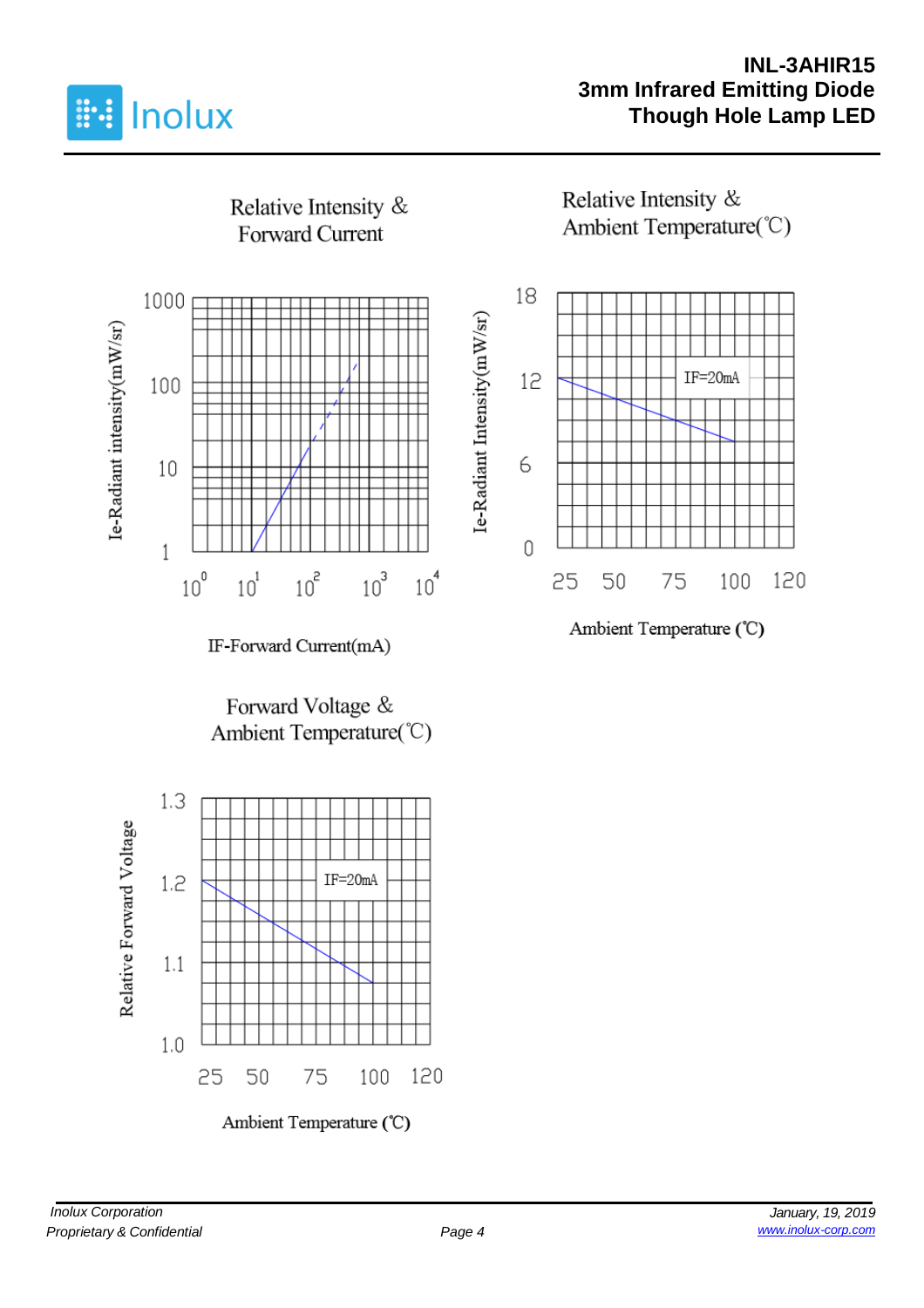Relative Intensity & Forward Current

Ie-Radiant intensity(mW/sr)

1000

100

10

1

$10^0$ $10^1$ $10^2$ $10^3$ $10^4$

IF-Forward Current(mA)

Relative Intensity & Ambient Temperature(℃)

Ie-Radiant Intensity(mW/sr)

18

12

6

0

IF=20mA

25 50 75 100 120

Ambient Temperature (℃)

Forward Voltage & Ambient Temperature(℃)

Relative Forward Voltage

1.3

1.2

1.1

1.0

IF=20mA

25 50 75 100 120

Ambient Temperature (℃)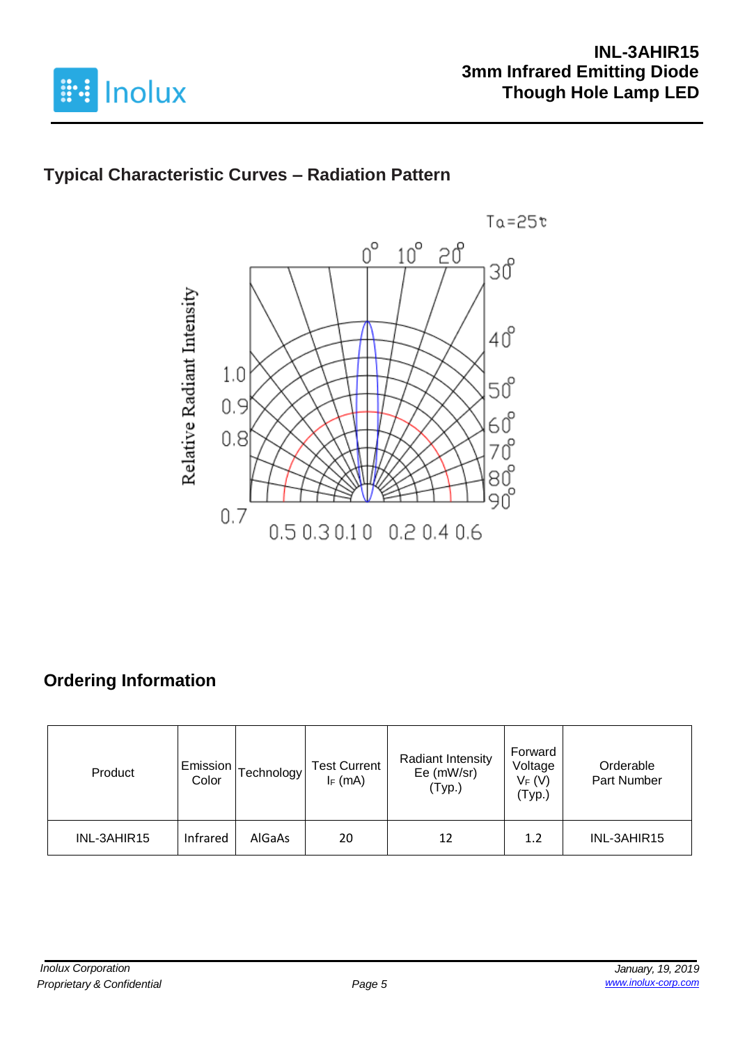## Typical Characteristic Curves – Radiation Pattern

## Ordering Information

| Product | Emission Color | Technology | Test Current $I_F$ (mA) | Radiant Intensity Ee (mW/sr) (Typ.) | Forward Voltage $V_F$ (V) (Typ.) | Orderable Part Number |
|---|---|---|---|---|---|---|
| INL-3AHIR15 | Infrared | AlGaAs | 20 | 12 | 1.2 | INL-3AHIR15 |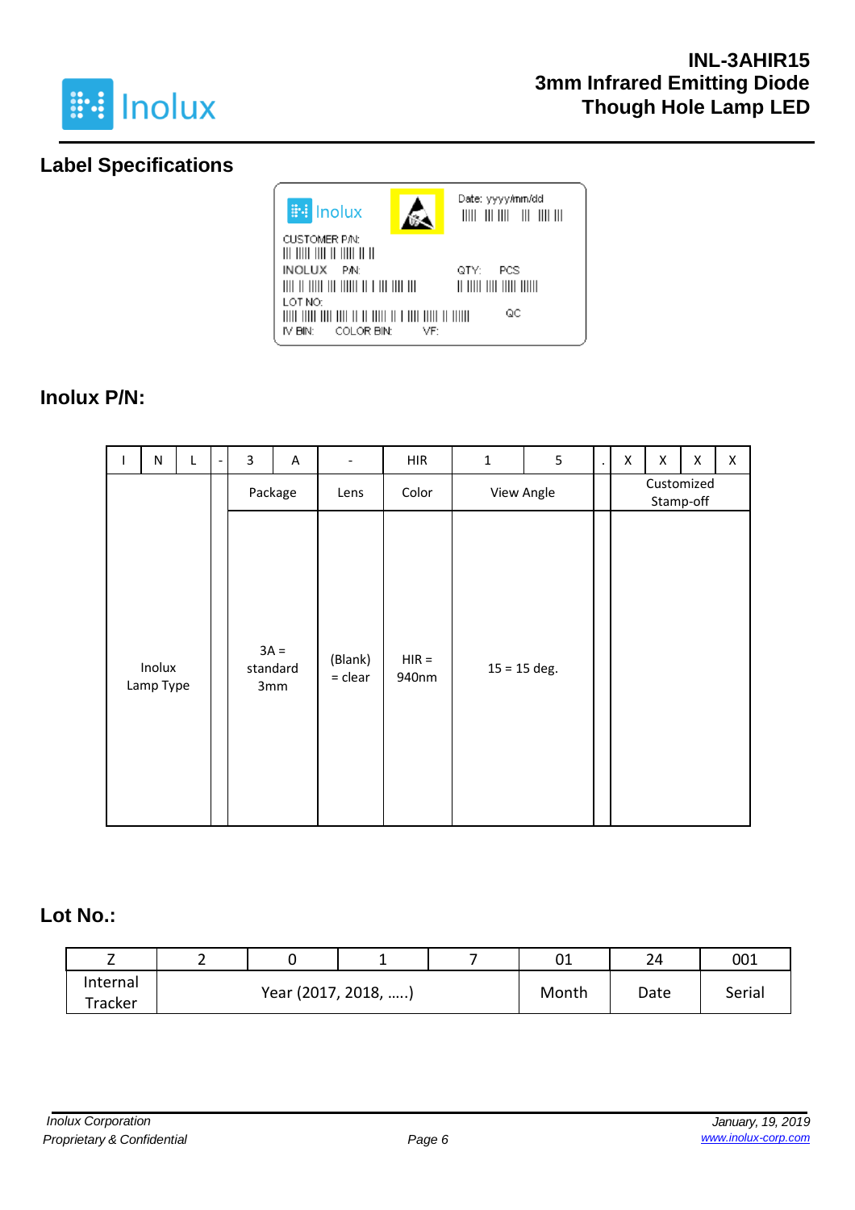## Label Specifications

Inolux

Date: yyyy/mm/dd

CUSTOMER P/N:

INOLUX P/N:

QTY: PCS

LOT NO:

QC

IV BIN: COLOR BIN: VF:

## Inolux P/N:

| I | N | L | - | 3 | A | - | HIR | 1 | 5 | . | X | X | X | X |
|---|---|---|---|---|---|---|---|---|---|---|---|---|---|---|
| | | | | Package | | Lens | Color | View Angle | | | Customized Stamp-off | | | |
| Inolux Lamp Type | | | | 3A = standard 3mm | | (Blank) = clear | HIR = 940nm | 15 = 15 deg. | | | | | | |

## Lot No.:

| Z | 2 | 0 | 1 | 7 | 01 | 24 | 001 |
|---|---|---|---|---|---|---|---|
| Internal Tracker | Year (2017, 2018, …..) | | | | Month | Date | Serial |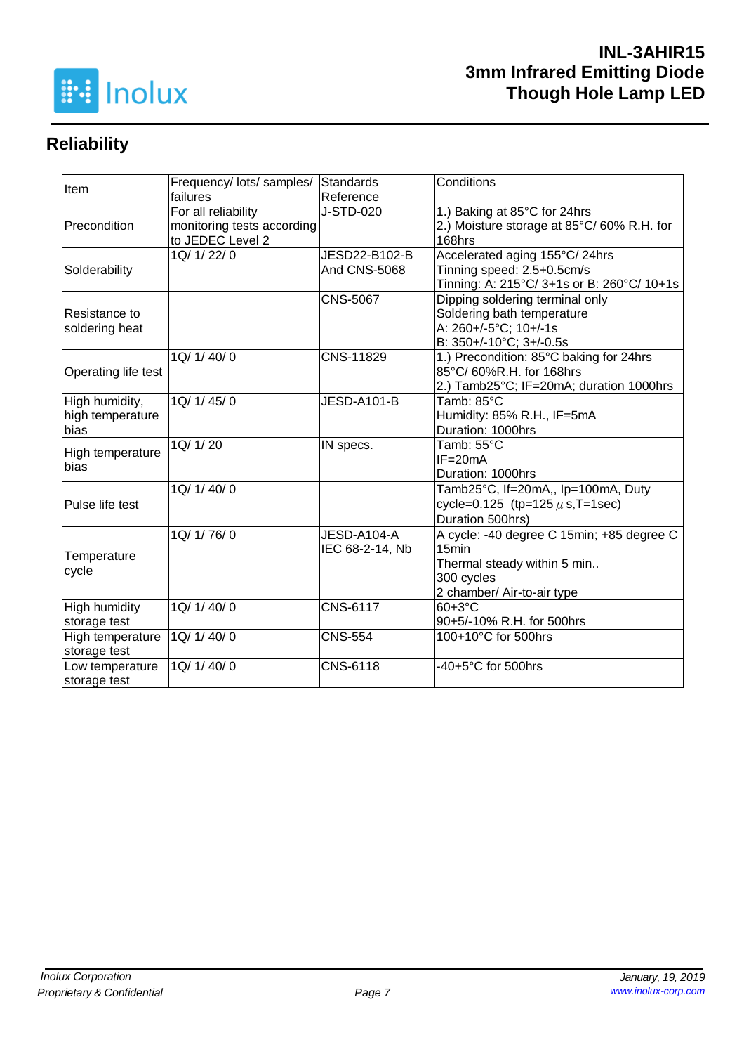## Reliability

| Item | Frequency/ lots/ samples/ failures | Standards Reference | Conditions |
|---|---|---|---|
| Precondition | For all reliability monitoring tests according to JEDEC Level 2 | J-STD-020 | 1.) Baking at 85°C for 24hrs<br>2.) Moisture storage at 85°C/ 60% R.H. for 168hrs |
| Solderability | 1Q/ 1/ 22/ 0 | JESD22-B102-B And CNS-5068 | Accelerated aging 155°C/ 24hrs<br>Tinning speed: 2.5+0.5cm/s<br>Tinning: A: 215°C/ 3+1s or B: 260°C/ 10+1s |
| Resistance to soldering heat | | CNS-5067 | Dipping soldering terminal only<br>Soldering bath temperature<br>A: 260+/-5°C; 10+/-1s<br>B: 350+/-10°C; 3+/-0.5s |
| Operating life test | 1Q/ 1/ 40/ 0 | CNS-11829 | 1.) Precondition: 85°C baking for 24hrs 85°C/ 60%R.H. for 168hrs<br>2.) Tamb25°C; IF=20mA; duration 1000hrs |
| High humidity, high temperature bias | 1Q/ 1/ 45/ 0 | JESD-A101-B | Tamb: 85°C<br>Humidity: 85% R.H., IF=5mA<br>Duration: 1000hrs |
| High temperature bias | 1Q/ 1/ 20 | IN specs. | Tamb: 55°C<br>IF=20mA<br>Duration: 1000hrs |
| Pulse life test | 1Q/ 1/ 40/ 0 | | Tamb25°C, If=20mA,, Ip=100mA, Duty cycle=0.125 (tp=125 μs,T=1sec)<br>Duration 500hrs) |
| Temperature cycle | 1Q/ 1/ 76/ 0 | JESD-A104-A IEC 68-2-14, Nb | A cycle: -40 degree C 15min; +85 degree C 15min<br>Thermal steady within 5 min..<br>300 cycles<br>2 chamber/ Air-to-air type |
| High humidity storage test | 1Q/ 1/ 40/ 0 | CNS-6117 | 60+3°C<br>90+5/-10% R.H. for 500hrs |
| High temperature storage test | 1Q/ 1/ 40/ 0 | CNS-554 | 100+10°C for 500hrs |
| Low temperature storage test | 1Q/ 1/ 40/ 0 | CNS-6118 | -40+5°C for 500hrs |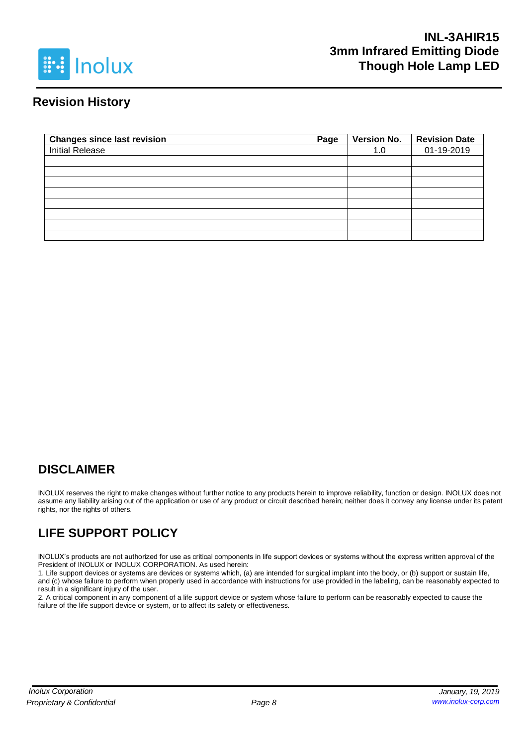## Revision History

| Changes since last revision | Page | Version No. | Revision Date |
|---|---|---|---|
| Initial Release | | 1.0 | 01-19-2019 |
| | | | |
| | | | |
| | | | |
| | | | |
| | | | |
| | | | |
| | | | |
| | | | |

## DISCLAIMER

INOLUX reserves the right to make changes without further notice to any products herein to improve reliability, function or design. INOLUX does not assume any liability arising out of the application or use of any product or circuit described herein; neither does it convey any license under its patent rights, nor the rights of others.

## LIFE SUPPORT POLICY

INOLUX's products are not authorized for use as critical components in life support devices or systems without the express written approval of the President of INOLUX or INOLUX CORPORATION. As used herein:

1. Life support devices or systems are devices or systems which, (a) are intended for surgical implant into the body, or (b) support or sustain life, and (c) whose failure to perform when properly used in accordance with instructions for use provided in the labeling, can be reasonably expected to result in a significant injury of the user.
2. A critical component in any component of a life support device or system whose failure to perform can be reasonably expected to cause the failure of the life support device or system, or to affect its safety or effectiveness.